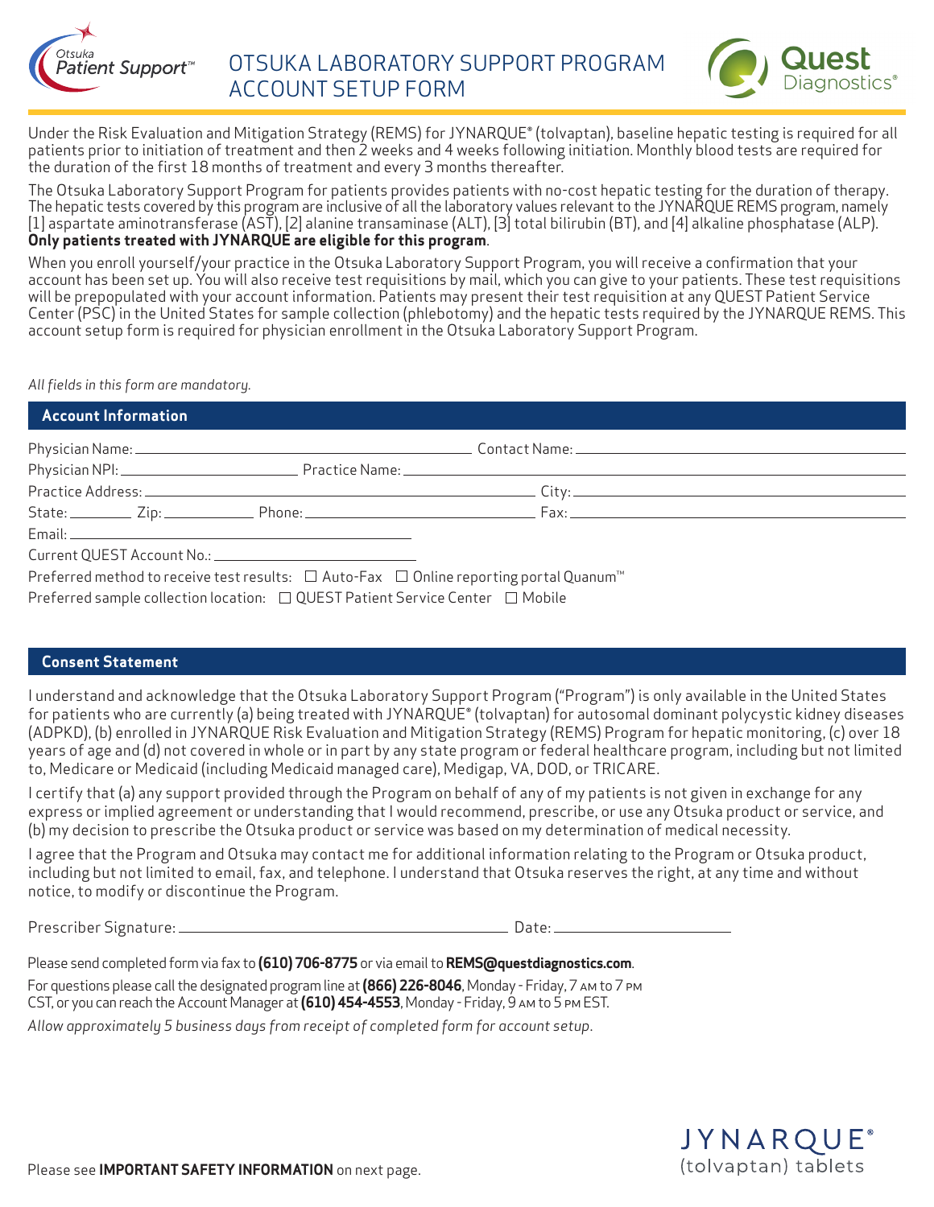# OTSUKA LABORATORY SUPPORT PROGRAM ACCOUNT SETUP FORM

Under the Risk Evaluation and Mitigation Strategy (REMS) for JYNARQUE® (tolvaptan), baseline hepatic testing is required for all patients prior to initiation of treatment and then 2 weeks and 4 weeks following initiation. Monthly blood tests are required for the duration of the first 18 months of treatment and every 3 months thereafter.

The Otsuka Laboratory Support Program for patients provides patients with no-cost hepatic testing for the duration of therapy. The hepatic tests covered by this program are inclusive of all the laboratory values relevant to the JYNARQUE REMS program, namely [1] aspartate aminotransferase (AST), [2] alanine transaminase (ALT), [3] total bilirubin (BT), and [4] alkaline phosphatase (ALP). **Only patients treated with JYNARQUE are eligible for this program**.

When you enroll yourself/your practice in the Otsuka Laboratory Support Program, you will receive a confirmation that your account has been set up. You will also receive test requisitions by mail, which you can give to your patients. These test requisitions will be prepopulated with your account information. Patients may present their test requisition at any QUEST Patient Service Center (PSC) in the United States for sample collection (phlebotomy) and the hepatic tests required by the JYNARQUE REMS. This account setup form is required for physician enrollment in the Otsuka Laboratory Support Program.

*All fields in this form are mandatory.*

## Account Information

Physician Name: ______________________ Contact Name: ______________________

Physician NPI: ______________ Practice Name: ______________________

Practice Address: ______________________ City: ______________________

State: ______ Zip: ________ Phone: ______________ Fax: ______________

Email: ______________________

Current QUEST Account No.: ______________

Preferred method to receive test results: ☐ Auto-Fax ☐ Online reporting portal Quanum™

Preferred sample collection location: ☐ QUEST Patient Service Center ☐ Mobile

## Consent Statement

I understand and acknowledge that the Otsuka Laboratory Support Program ("Program") is only available in the United States for patients who are currently (a) being treated with JYNARQUE® (tolvaptan) for autosomal dominant polycystic kidney diseases (ADPKD), (b) enrolled in JYNARQUE Risk Evaluation and Mitigation Strategy (REMS) Program for hepatic monitoring, (c) over 18 years of age and (d) not covered in whole or in part by any state program or federal healthcare program, including but not limited to, Medicare or Medicaid (including Medicaid managed care), Medigap, VA, DOD, or TRICARE.

I certify that (a) any support provided through the Program on behalf of any of my patients is not given in exchange for any express or implied agreement or understanding that I would recommend, prescribe, or use any Otsuka product or service, and (b) my decision to prescribe the Otsuka product or service was based on my determination of medical necessity.

I agree that the Program and Otsuka may contact me for additional information relating to the Program or Otsuka product, including but not limited to email, fax, and telephone. I understand that Otsuka reserves the right, at any time and without notice, to modify or discontinue the Program.

Prescriber Signature: ______________________ Date: ______________

Please send completed form via fax to **(610) 706-8775** or via email to **REMS@questdiagnostics.com**.

For questions please call the designated program line at **(866) 226-8046**, Monday - Friday, 7 AM to 7 PM CST, or you can reach the Account Manager at **(610) 454-4553**, Monday - Friday, 9 AM to 5 PM EST.

*Allow approximately 5 business days from receipt of completed form for account setup.*

Please see **IMPORTANT SAFETY INFORMATION** on next page.

JYNARQUE® (tolvaptan) tablets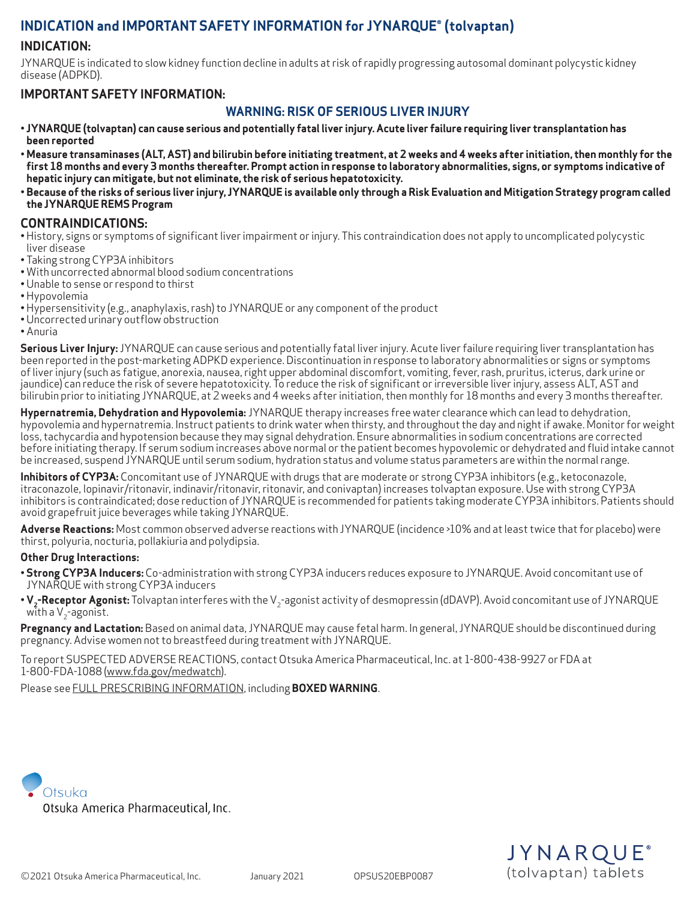# INDICATION and IMPORTANT SAFETY INFORMATION for JYNARQUE® (tolvaptan)

## INDICATION:

JYNARQUE is indicated to slow kidney function decline in adults at risk of rapidly progressing autosomal dominant polycystic kidney disease (ADPKD).

## IMPORTANT SAFETY INFORMATION:

### WARNING: RISK OF SERIOUS LIVER INJURY

- **JYNARQUE (tolvaptan) can cause serious and potentially fatal liver injury. Acute liver failure requiring liver transplantation has been reported**
- **Measure transaminases (ALT, AST) and bilirubin before initiating treatment, at 2 weeks and 4 weeks after initiation, then monthly for the first 18 months and every 3 months thereafter. Prompt action in response to laboratory abnormalities, signs, or symptoms indicative of hepatic injury can mitigate, but not eliminate, the risk of serious hepatotoxicity.**
- **Because of the risks of serious liver injury, JYNARQUE is available only through a Risk Evaluation and Mitigation Strategy program called the JYNARQUE REMS Program**

## CONTRAINDICATIONS:

- History, signs or symptoms of significant liver impairment or injury. This contraindication does not apply to uncomplicated polycystic liver disease
- Taking strong CYP3A inhibitors
- With uncorrected abnormal blood sodium concentrations
- Unable to sense or respond to thirst
- Hypovolemia
- Hypersensitivity (e.g., anaphylaxis, rash) to JYNARQUE or any component of the product
- Uncorrected urinary outflow obstruction
- Anuria

**Serious Liver Injury:** JYNARQUE can cause serious and potentially fatal liver injury. Acute liver failure requiring liver transplantation has been reported in the post-marketing ADPKD experience. Discontinuation in response to laboratory abnormalities or signs or symptoms of liver injury (such as fatigue, anorexia, nausea, right upper abdominal discomfort, vomiting, fever, rash, pruritus, icterus, dark urine or jaundice) can reduce the risk of severe hepatotoxicity. To reduce the risk of significant or irreversible liver injury, assess ALT, AST and bilirubin prior to initiating JYNARQUE, at 2 weeks and 4 weeks after initiation, then monthly for 18 months and every 3 months thereafter.

**Hypernatremia, Dehydration and Hypovolemia:** JYNARQUE therapy increases free water clearance which can lead to dehydration, hypovolemia and hypernatremia. Instruct patients to drink water when thirsty, and throughout the day and night if awake. Monitor for weight loss, tachycardia and hypotension because they may signal dehydration. Ensure abnormalities in sodium concentrations are corrected before initiating therapy. If serum sodium increases above normal or the patient becomes hypovolemic or dehydrated and fluid intake cannot be increased, suspend JYNARQUE until serum sodium, hydration status and volume status parameters are within the normal range.

**Inhibitors of CYP3A:** Concomitant use of JYNARQUE with drugs that are moderate or strong CYP3A inhibitors (e.g., ketoconazole, itraconazole, lopinavir/ritonavir, indinavir/ritonavir, ritonavir, and conivaptan) increases tolvaptan exposure. Use with strong CYP3A inhibitors is contraindicated; dose reduction of JYNARQUE is recommended for patients taking moderate CYP3A inhibitors. Patients should avoid grapefruit juice beverages while taking JYNARQUE.

**Adverse Reactions:** Most common observed adverse reactions with JYNARQUE (incidence >10% and at least twice that for placebo) were thirst, polyuria, nocturia, pollakiuria and polydipsia.

**Other Drug Interactions:**

- **Strong CYP3A Inducers:** Co-administration with strong CYP3A inducers reduces exposure to JYNARQUE. Avoid concomitant use of JYNARQUE with strong CYP3A inducers
- **$V_2$-Receptor Agonist:** Tolvaptan interferes with the $V_2$-agonist activity of desmopressin (dDAVP). Avoid concomitant use of JYNARQUE with a $V_2$-agonist.

**Pregnancy and Lactation:** Based on animal data, JYNARQUE may cause fetal harm. In general, JYNARQUE should be discontinued during pregnancy. Advise women not to breastfeed during treatment with JYNARQUE.

To report SUSPECTED ADVERSE REACTIONS, contact Otsuka America Pharmaceutical, Inc. at 1-800-438-9927 or FDA at 1-800-FDA-1088 (www.fda.gov/medwatch).

Please see FULL PRESCRIBING INFORMATION, including **BOXED WARNING**.

Otsuka

Otsuka America Pharmaceutical, Inc.

©2021 Otsuka America Pharmaceutical, Inc. January 2021 OPSUS20EBP0087

JYNARQUE® (tolvaptan) tablets